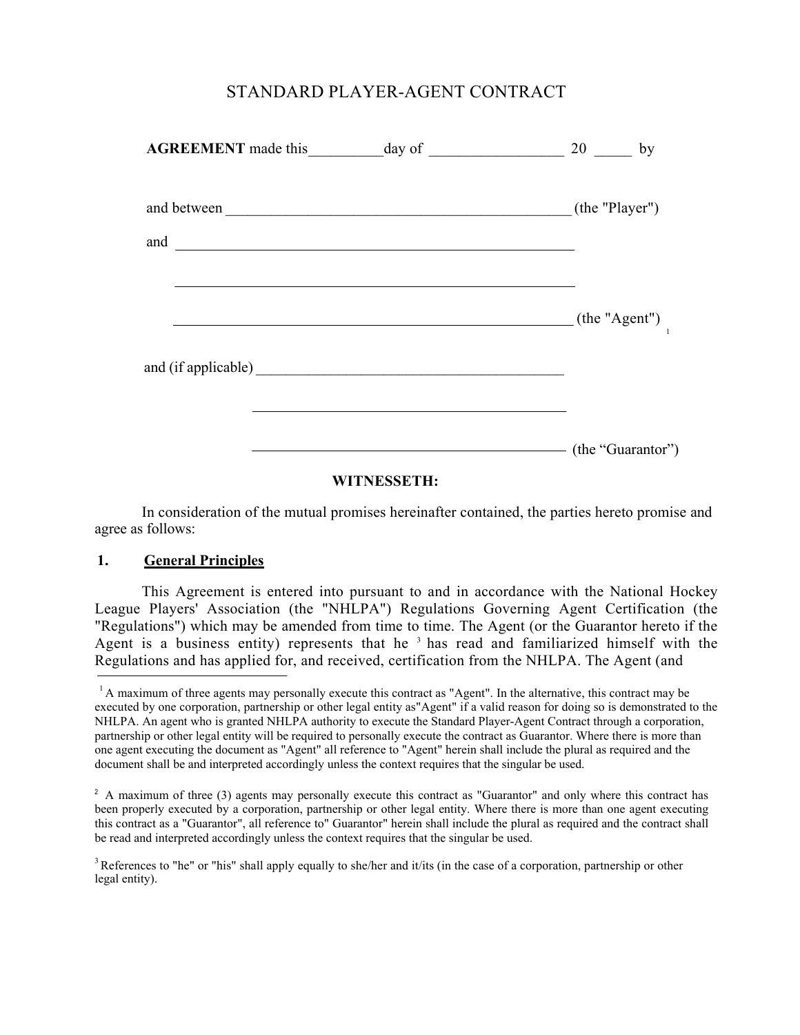# STANDARD PLAYER-AGENT CONTRACT

**AGREEMENT** made this__________day of __________________ 20 _____ by

and between _______________________________________________ (the "Player")

and _____________________________________________________

_____________________________________________________

_____________________________________________________ (the "Agent") [1]

and (if applicable) __________________________________________

__________________________________________

__________________________________________ (the "Guarantor")

**WITNESSETH:**

In consideration of the mutual promises hereinafter contained, the parties hereto promise and agree as follows:

## 1. General Principles

This Agreement is entered into pursuant to and in accordance with the National Hockey League Players' Association (the "NHLPA") Regulations Governing Agent Certification (the "Regulations") which may be amended from time to time. The Agent (or the Guarantor hereto if the Agent is a business entity) represents that he [3] has read and familiarized himself with the Regulations and has applied for, and received, certification from the NHLPA. The Agent (and

---

[1] A maximum of three agents may personally execute this contract as "Agent". In the alternative, this contract may be executed by one corporation, partnership or other legal entity as"Agent" if a valid reason for doing so is demonstrated to the NHLPA. An agent who is granted NHLPA authority to execute the Standard Player-Agent Contract through a corporation, partnership or other legal entity will be required to personally execute the contract as Guarantor. Where there is more than one agent executing the document as "Agent" all reference to "Agent" herein shall include the plural as required and the document shall be and interpreted accordingly unless the context requires that the singular be used.

[2] A maximum of three (3) agents may personally execute this contract as "Guarantor" and only where this contract has been properly executed by a corporation, partnership or other legal entity. Where there is more than one agent executing this contract as a "Guarantor", all reference to" Guarantor" herein shall include the plural as required and the contract shall be read and interpreted accordingly unless the context requires that the singular be used.

[3] References to "he" or "his" shall apply equally to she/her and it/its (in the case of a corporation, partnership or other legal entity).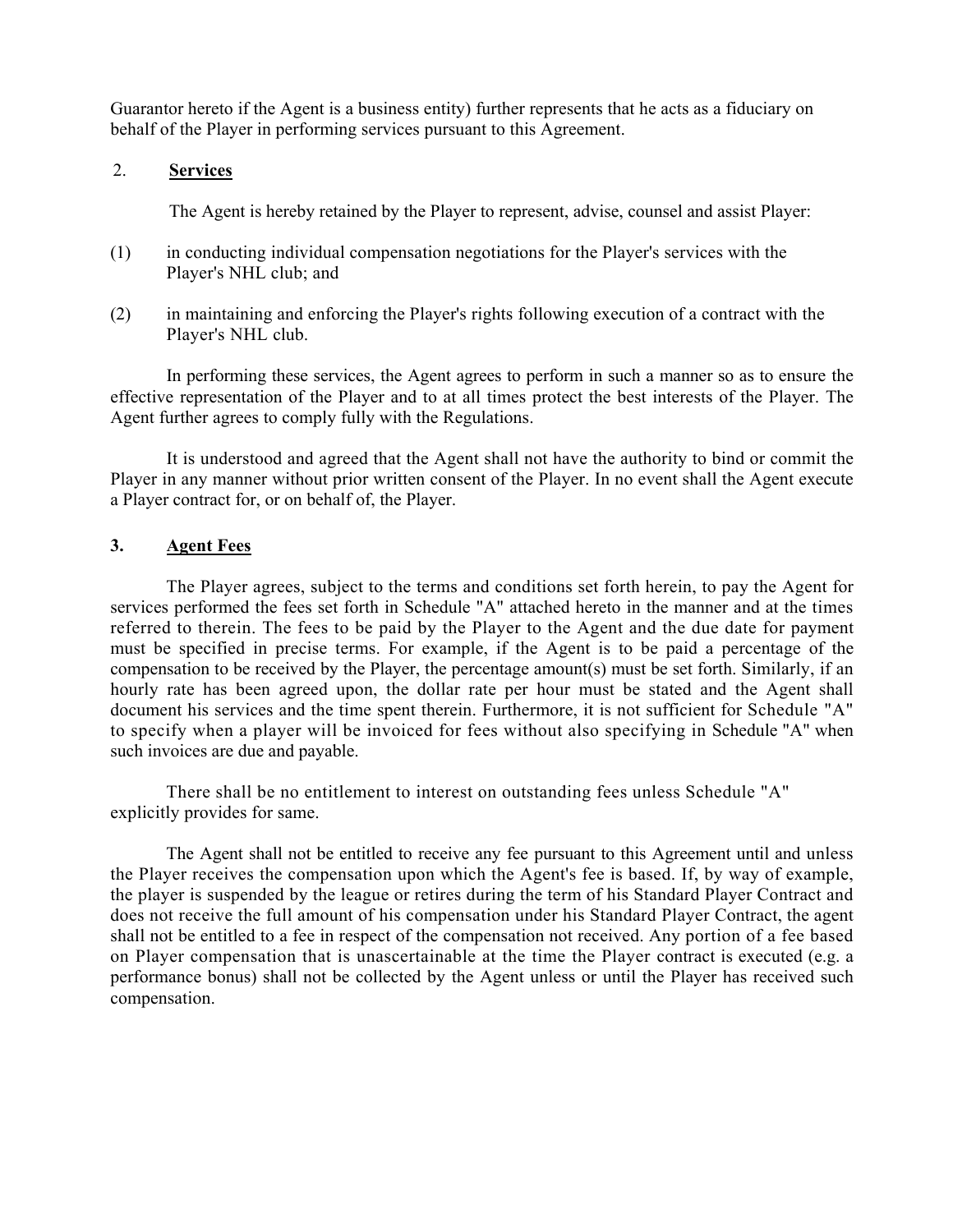Guarantor hereto if the Agent is a business entity) further represents that he acts as a fiduciary on behalf of the Player in performing services pursuant to this Agreement.

## 2. **Services**

The Agent is hereby retained by the Player to represent, advise, counsel and assist Player:

(1) in conducting individual compensation negotiations for the Player's services with the Player's NHL club; and

(2) in maintaining and enforcing the Player's rights following execution of a contract with the Player's NHL club.

In performing these services, the Agent agrees to perform in such a manner so as to ensure the effective representation of the Player and to at all times protect the best interests of the Player. The Agent further agrees to comply fully with the Regulations.

It is understood and agreed that the Agent shall not have the authority to bind or commit the Player in any manner without prior written consent of the Player. In no event shall the Agent execute a Player contract for, or on behalf of, the Player.

## 3. **Agent Fees**

The Player agrees, subject to the terms and conditions set forth herein, to pay the Agent for services performed the fees set forth in Schedule "A" attached hereto in the manner and at the times referred to therein. The fees to be paid by the Player to the Agent and the due date for payment must be specified in precise terms. For example, if the Agent is to be paid a percentage of the compensation to be received by the Player, the percentage amount(s) must be set forth. Similarly, if an hourly rate has been agreed upon, the dollar rate per hour must be stated and the Agent shall document his services and the time spent therein. Furthermore, it is not sufficient for Schedule "A" to specify when a player will be invoiced for fees without also specifying in Schedule "A" when such invoices are due and payable.

There shall be no entitlement to interest on outstanding fees unless Schedule "A" explicitly provides for same.

The Agent shall not be entitled to receive any fee pursuant to this Agreement until and unless the Player receives the compensation upon which the Agent's fee is based. If, by way of example, the player is suspended by the league or retires during the term of his Standard Player Contract and does not receive the full amount of his compensation under his Standard Player Contract, the agent shall not be entitled to a fee in respect of the compensation not received. Any portion of a fee based on Player compensation that is unascertainable at the time the Player contract is executed (e.g. a performance bonus) shall not be collected by the Agent unless or until the Player has received such compensation.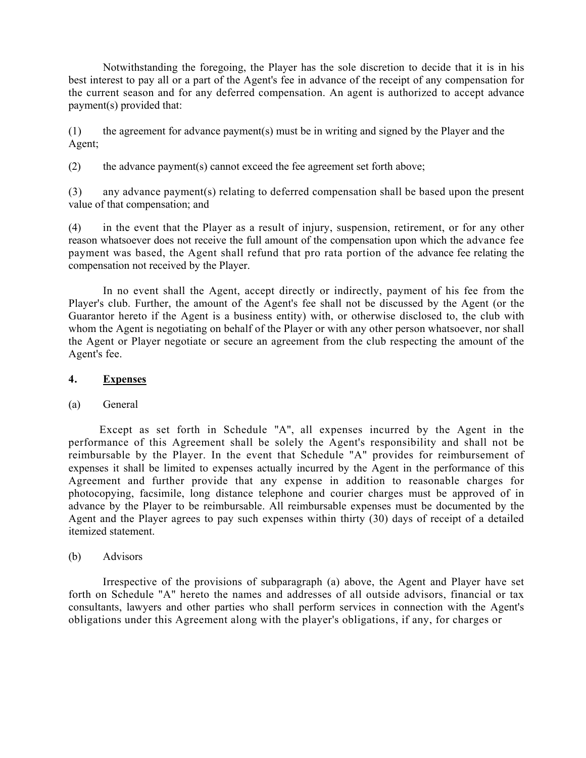Notwithstanding the foregoing, the Player has the sole discretion to decide that it is in his best interest to pay all or a part of the Agent's fee in advance of the receipt of any compensation for the current season and for any deferred compensation. An agent is authorized to accept advance payment(s) provided that:

(1) the agreement for advance payment(s) must be in writing and signed by the Player and the Agent;

(2) the advance payment(s) cannot exceed the fee agreement set forth above;

(3) any advance payment(s) relating to deferred compensation shall be based upon the present value of that compensation; and

(4) in the event that the Player as a result of injury, suspension, retirement, or for any other reason whatsoever does not receive the full amount of the compensation upon which the advance fee payment was based, the Agent shall refund that pro rata portion of the advance fee relating the compensation not received by the Player.

In no event shall the Agent, accept directly or indirectly, payment of his fee from the Player's club. Further, the amount of the Agent's fee shall not be discussed by the Agent (or the Guarantor hereto if the Agent is a business entity) with, or otherwise disclosed to, the club with whom the Agent is negotiating on behalf of the Player or with any other person whatsoever, nor shall the Agent or Player negotiate or secure an agreement from the club respecting the amount of the Agent's fee.

## 4. Expenses

(a) General

Except as set forth in Schedule "A", all expenses incurred by the Agent in the performance of this Agreement shall be solely the Agent's responsibility and shall not be reimbursable by the Player. In the event that Schedule "A" provides for reimbursement of expenses it shall be limited to expenses actually incurred by the Agent in the performance of this Agreement and further provide that any expense in addition to reasonable charges for photocopying, facsimile, long distance telephone and courier charges must be approved of in advance by the Player to be reimbursable. All reimbursable expenses must be documented by the Agent and the Player agrees to pay such expenses within thirty (30) days of receipt of a detailed itemized statement.

(b) Advisors

Irrespective of the provisions of subparagraph (a) above, the Agent and Player have set forth on Schedule "A" hereto the names and addresses of all outside advisors, financial or tax consultants, lawyers and other parties who shall perform services in connection with the Agent's obligations under this Agreement along with the player's obligations, if any, for charges or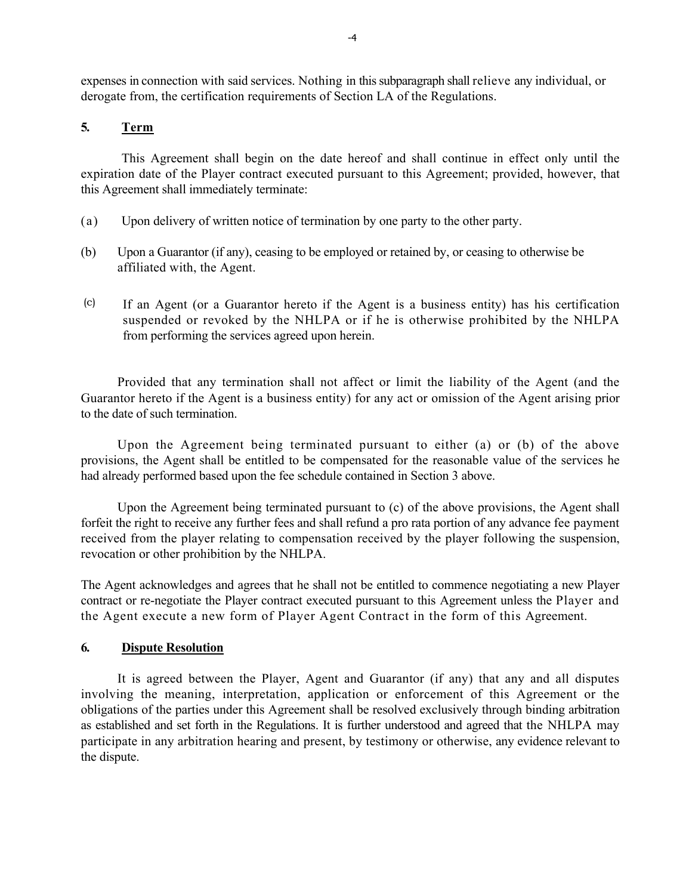expenses in connection with said services. Nothing in this subparagraph shall relieve any individual, or derogate from, the certification requirements of Section LA of the Regulations.

## 5. Term

This Agreement shall begin on the date hereof and shall continue in effect only until the expiration date of the Player contract executed pursuant to this Agreement; provided, however, that this Agreement shall immediately terminate:

(a) Upon delivery of written notice of termination by one party to the other party.

(b) Upon a Guarantor (if any), ceasing to be employed or retained by, or ceasing to otherwise be affiliated with, the Agent.

(c) If an Agent (or a Guarantor hereto if the Agent is a business entity) has his certification suspended or revoked by the NHLPA or if he is otherwise prohibited by the NHLPA from performing the services agreed upon herein.

Provided that any termination shall not affect or limit the liability of the Agent (and the Guarantor hereto if the Agent is a business entity) for any act or omission of the Agent arising prior to the date of such termination.

Upon the Agreement being terminated pursuant to either (a) or (b) of the above provisions, the Agent shall be entitled to be compensated for the reasonable value of the services he had already performed based upon the fee schedule contained in Section 3 above.

Upon the Agreement being terminated pursuant to (c) of the above provisions, the Agent shall forfeit the right to receive any further fees and shall refund a pro rata portion of any advance fee payment received from the player relating to compensation received by the player following the suspension, revocation or other prohibition by the NHLPA.

The Agent acknowledges and agrees that he shall not be entitled to commence negotiating a new Player contract or re-negotiate the Player contract executed pursuant to this Agreement unless the Player and the Agent execute a new form of Player Agent Contract in the form of this Agreement.

## 6. Dispute Resolution

It is agreed between the Player, Agent and Guarantor (if any) that any and all disputes involving the meaning, interpretation, application or enforcement of this Agreement or the obligations of the parties under this Agreement shall be resolved exclusively through binding arbitration as established and set forth in the Regulations. It is further understood and agreed that the NHLPA may participate in any arbitration hearing and present, by testimony or otherwise, any evidence relevant to the dispute.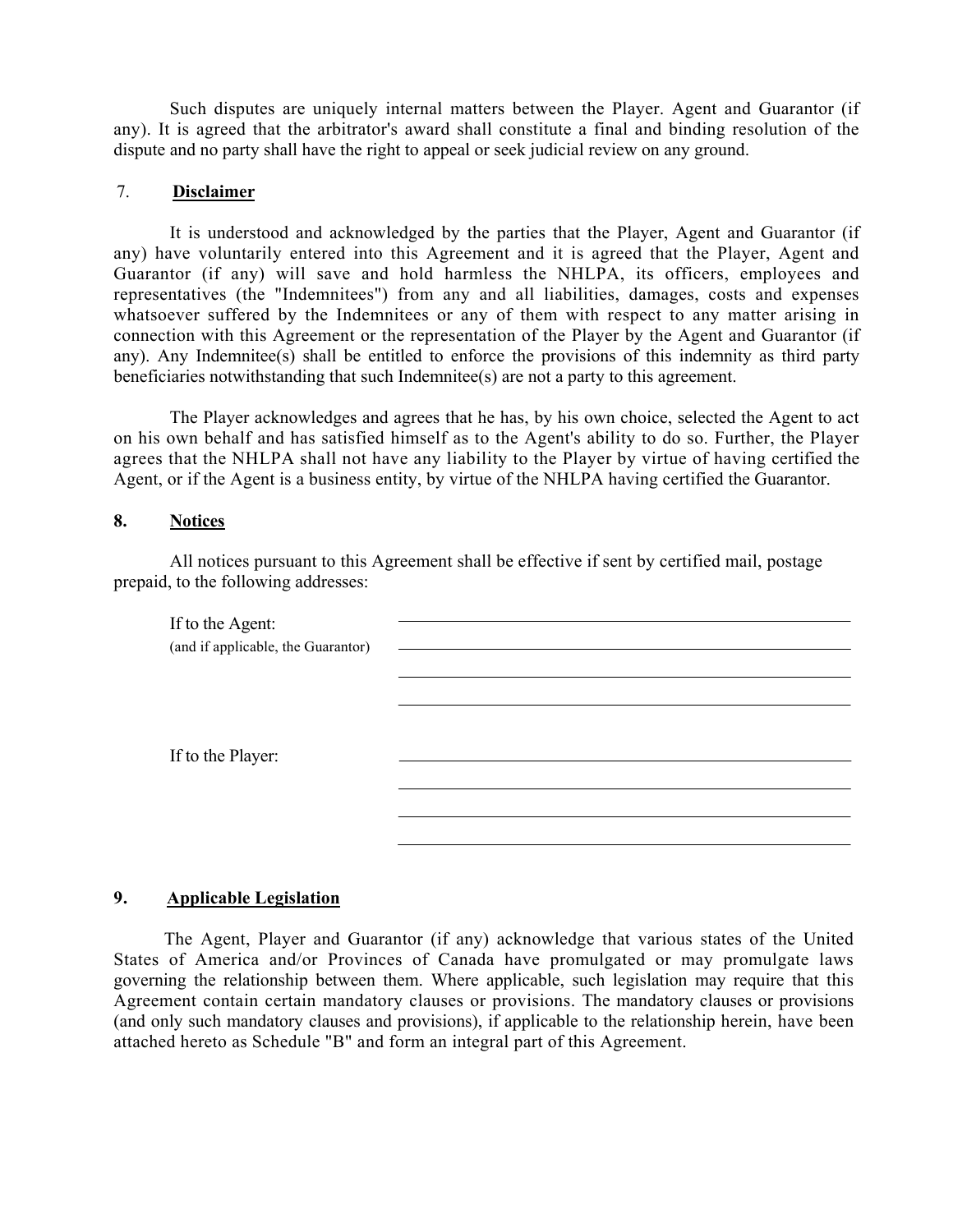Such disputes are uniquely internal matters between the Player. Agent and Guarantor (if any). It is agreed that the arbitrator's award shall constitute a final and binding resolution of the dispute and no party shall have the right to appeal or seek judicial review on any ground.

## 7. Disclaimer

It is understood and acknowledged by the parties that the Player, Agent and Guarantor (if any) have voluntarily entered into this Agreement and it is agreed that the Player, Agent and Guarantor (if any) will save and hold harmless the NHLPA, its officers, employees and representatives (the "Indemnitees") from any and all liabilities, damages, costs and expenses whatsoever suffered by the Indemnitees or any of them with respect to any matter arising in connection with this Agreement or the representation of the Player by the Agent and Guarantor (if any). Any Indemnitee(s) shall be entitled to enforce the provisions of this indemnity as third party beneficiaries notwithstanding that such Indemnitee(s) are not a party to this agreement.

The Player acknowledges and agrees that he has, by his own choice, selected the Agent to act on his own behalf and has satisfied himself as to the Agent's ability to do so. Further, the Player agrees that the NHLPA shall not have any liability to the Player by virtue of having certified the Agent, or if the Agent is a business entity, by virtue of the NHLPA having certified the Guarantor.

## 8. Notices

All notices pursuant to this Agreement shall be effective if sent by certified mail, postage prepaid, to the following addresses:

If to the Agent: ____________________________________________
(and if applicable, the Guarantor) ____________________________________________
____________________________________________
____________________________________________

If to the Player: ____________________________________________
____________________________________________
____________________________________________
____________________________________________

## 9. Applicable Legislation

The Agent, Player and Guarantor (if any) acknowledge that various states of the United States of America and/or Provinces of Canada have promulgated or may promulgate laws governing the relationship between them. Where applicable, such legislation may require that this Agreement contain certain mandatory clauses or provisions. The mandatory clauses or provisions (and only such mandatory clauses and provisions), if applicable to the relationship herein, have been attached hereto as Schedule "B" and form an integral part of this Agreement.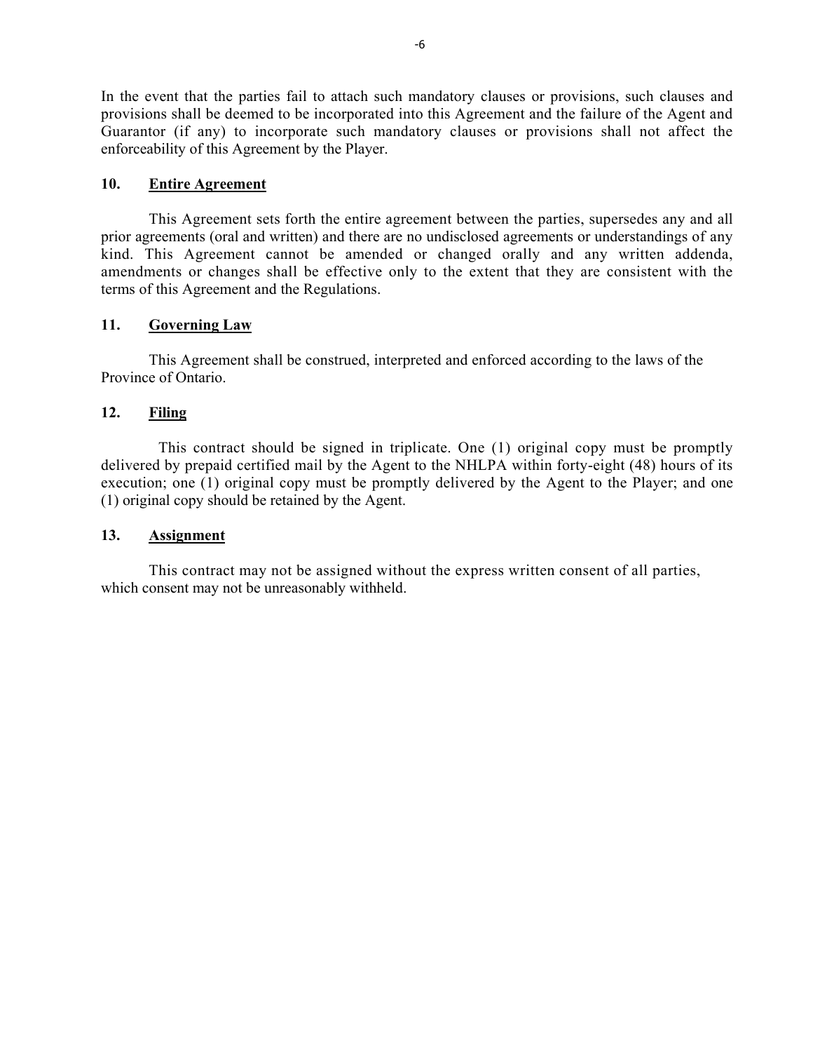In the event that the parties fail to attach such mandatory clauses or provisions, such clauses and provisions shall be deemed to be incorporated into this Agreement and the failure of the Agent and Guarantor (if any) to incorporate such mandatory clauses or provisions shall not affect the enforceability of this Agreement by the Player.

**10. <u>Entire Agreement</u>**

This Agreement sets forth the entire agreement between the parties, supersedes any and all prior agreements (oral and written) and there are no undisclosed agreements or understandings of any kind. This Agreement cannot be amended or changed orally and any written addenda, amendments or changes shall be effective only to the extent that they are consistent with the terms of this Agreement and the Regulations.

**11. <u>Governing Law</u>**

This Agreement shall be construed, interpreted and enforced according to the laws of the Province of Ontario.

**12. <u>Filing</u>**

This contract should be signed in triplicate. One (1) original copy must be promptly delivered by prepaid certified mail by the Agent to the NHLPA within forty-eight (48) hours of its execution; one (1) original copy must be promptly delivered by the Agent to the Player; and one (1) original copy should be retained by the Agent.

**13. <u>Assignment</u>**

This contract may not be assigned without the express written consent of all parties, which consent may not be unreasonably withheld.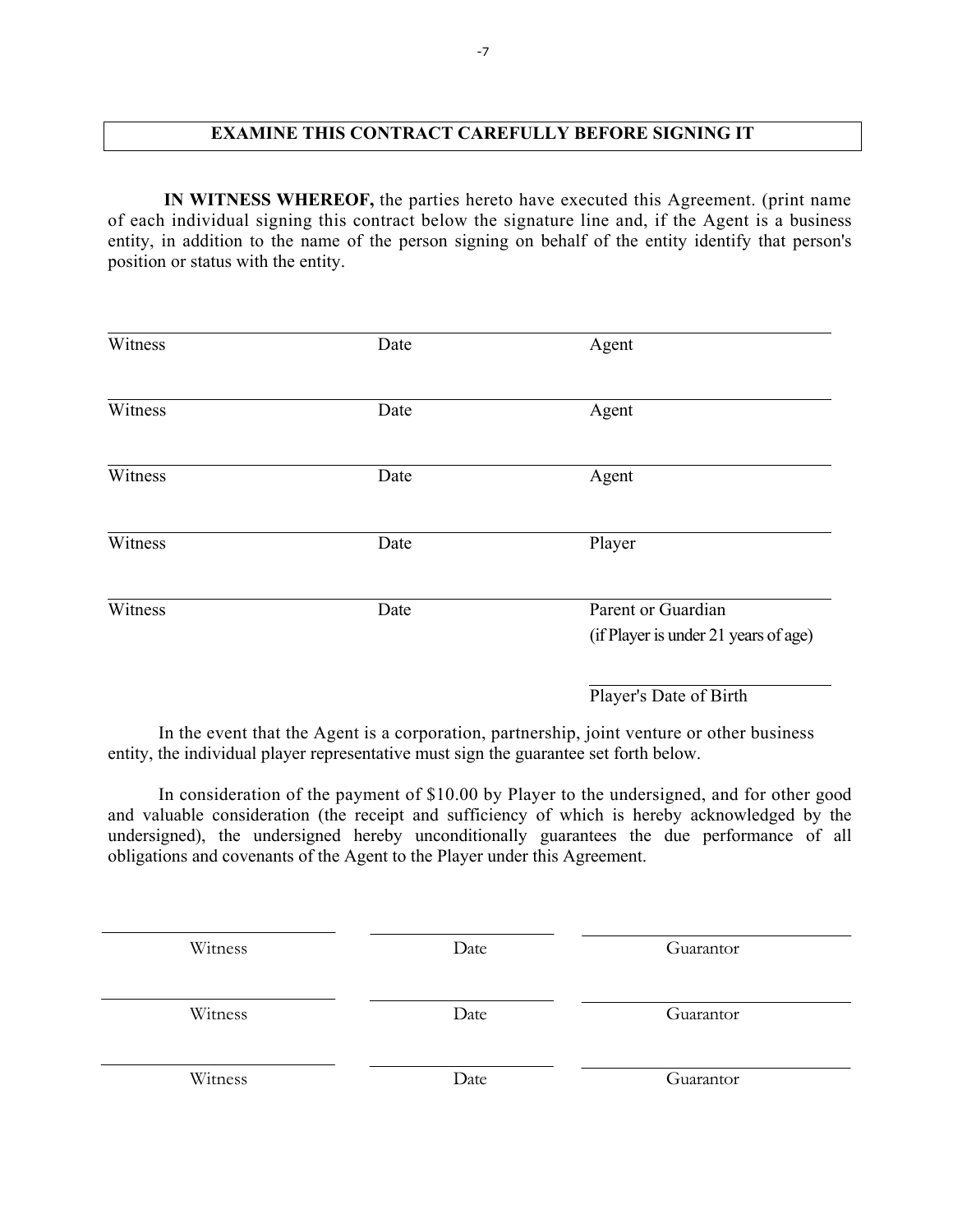**EXAMINE THIS CONTRACT CAREFULLY BEFORE SIGNING IT**

**IN WITNESS WHEREOF,** the parties hereto have executed this Agreement. (print name of each individual signing this contract below the signature line and, if the Agent is a business entity, in addition to the name of the person signing on behalf of the entity identify that person's position or status with the entity.

| | | |
|---|---|---|
| Witness | Date | Agent |
| Witness | Date | Agent |
| Witness | Date | Agent |
| Witness | Date | Player |
| Witness | Date | Parent or Guardian (if Player is under 21 years of age) |
| | | Player's Date of Birth |

In the event that the Agent is a corporation, partnership, joint venture or other business entity, the individual player representative must sign the guarantee set forth below.

In consideration of the payment of $10.00 by Player to the undersigned, and for other good and valuable consideration (the receipt and sufficiency of which is hereby acknowledged by the undersigned), the undersigned hereby unconditionally guarantees the due performance of all obligations and covenants of the Agent to the Player under this Agreement.

| | | |
|---|---|---|
| Witness | Date | Guarantor |
| Witness | Date | Guarantor |
| Witness | Date | Guarantor |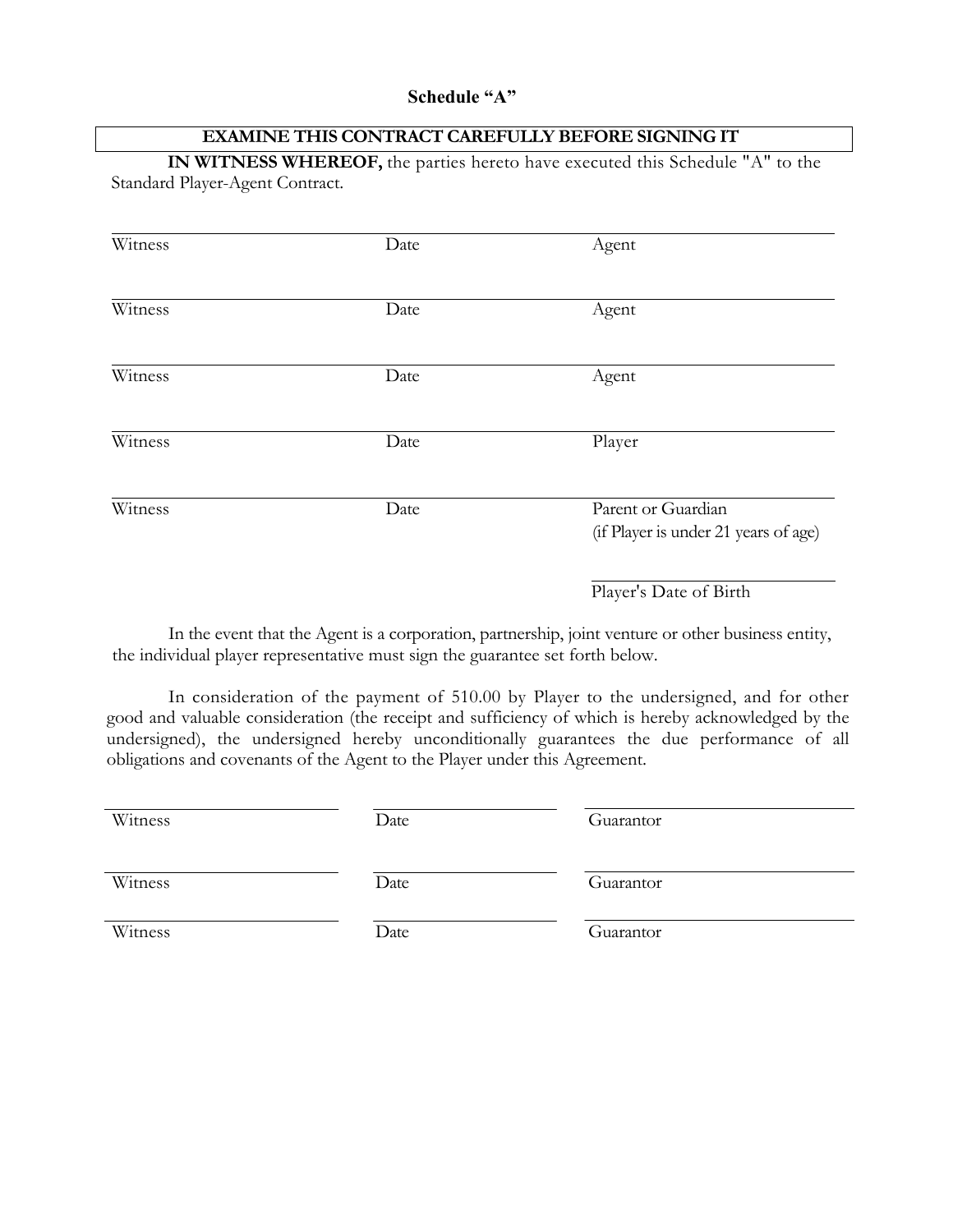## Schedule "A"

**EXAMINE THIS CONTRACT CAREFULLY BEFORE SIGNING IT**

**IN WITNESS WHEREOF,** the parties hereto have executed this Schedule "A" to the Standard Player-Agent Contract.

| | | |
|---|---|---|
| Witness | Date | Agent |
| Witness | Date | Agent |
| Witness | Date | Agent |
| Witness | Date | Player |
| Witness | Date | Parent or Guardian (if Player is under 21 years of age) |
| | | Player's Date of Birth |

In the event that the Agent is a corporation, partnership, joint venture or other business entity, the individual player representative must sign the guarantee set forth below.

In consideration of the payment of 510.00 by Player to the undersigned, and for other good and valuable consideration (the receipt and sufficiency of which is hereby acknowledged by the undersigned), the undersigned hereby unconditionally guarantees the due performance of all obligations and covenants of the Agent to the Player under this Agreement.

| | | |
|---|---|---|
| Witness | Date | Guarantor |
| Witness | Date | Guarantor |
| Witness | Date | Guarantor |